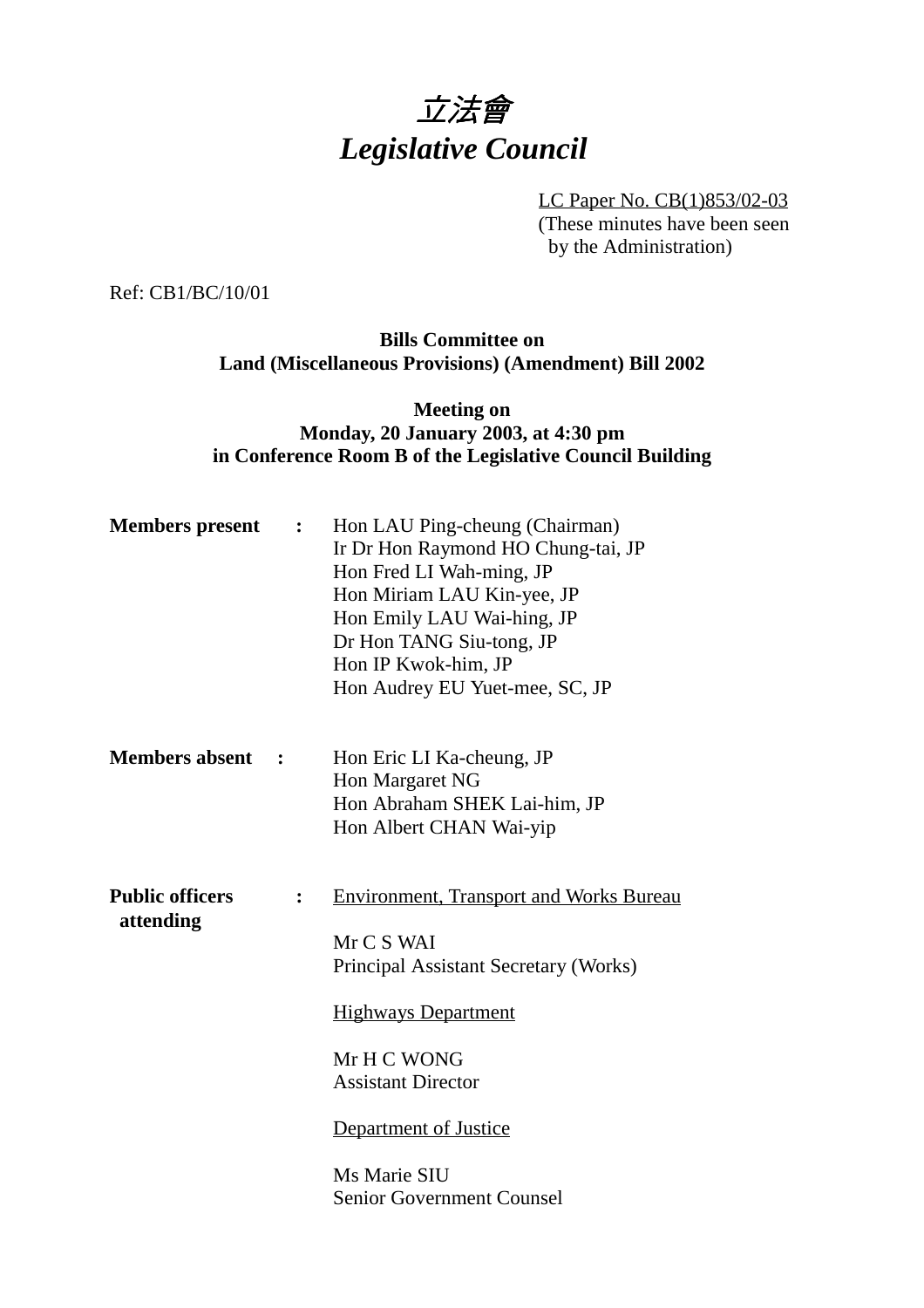# *立法會*
# *Legislative Council*

LC Paper No. CB(1)853/02-03
(These minutes have been seen by the Administration)

Ref: CB1/BC/10/01

**Bills Committee on**
**Land (Miscellaneous Provisions) (Amendment) Bill 2002**

**Meeting on**
**Monday, 20 January 2003, at 4:30 pm**
**in Conference Room B of the Legislative Council Building**

**Members present :**

Hon LAU Ping-cheung (Chairman)
Ir Dr Hon Raymond HO Chung-tai, JP
Hon Fred LI Wah-ming, JP
Hon Miriam LAU Kin-yee, JP
Hon Emily LAU Wai-hing, JP
Dr Hon TANG Siu-tong, JP
Hon IP Kwok-him, JP
Hon Audrey EU Yuet-mee, SC, JP

**Members absent :**

Hon Eric LI Ka-cheung, JP
Hon Margaret NG
Hon Abraham SHEK Lai-him, JP
Hon Albert CHAN Wai-yip

**Public officers attending :**

Environment, Transport and Works Bureau

Mr C S WAI
Principal Assistant Secretary (Works)

Highways Department

Mr H C WONG
Assistant Director

Department of Justice

Ms Marie SIU
Senior Government Counsel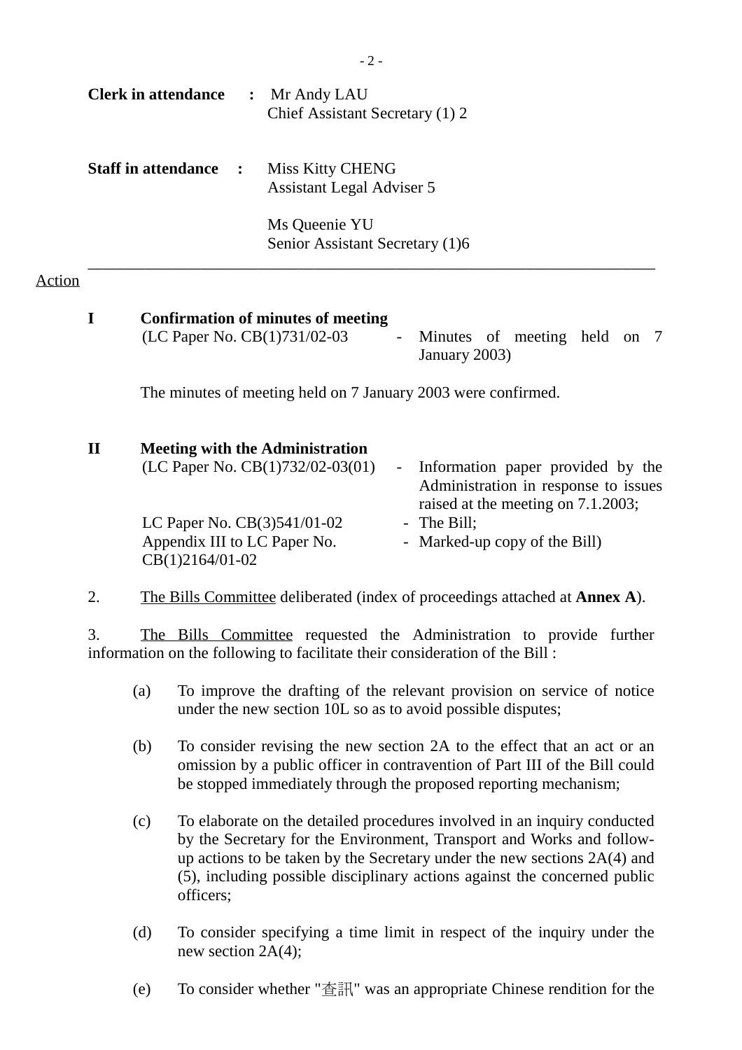**Clerk in attendance** : Mr Andy LAU
Chief Assistant Secretary (1) 2

**Staff in attendance** : Miss Kitty CHENG
Assistant Legal Adviser 5

Ms Queenie YU
Senior Assistant Secretary (1)6

---

Action

**I Confirmation of minutes of meeting**

(LC Paper No. CB(1)731/02-03 - Minutes of meeting held on 7 January 2003)

The minutes of meeting held on 7 January 2003 were confirmed.

**II Meeting with the Administration**

(LC Paper No. CB(1)732/02-03(01) - Information paper provided by the Administration in response to issues raised at the meeting on 7.1.2003;

LC Paper No. CB(3)541/01-02 - The Bill;

Appendix III to LC Paper No. CB(1)2164/01-02 - Marked-up copy of the Bill)

2. The Bills Committee deliberated (index of proceedings attached at **Annex A**).

3. The Bills Committee requested the Administration to provide further information on the following to facilitate their consideration of the Bill :

(a) To improve the drafting of the relevant provision on service of notice under the new section 10L so as to avoid possible disputes;

(b) To consider revising the new section 2A to the effect that an act or an omission by a public officer in contravention of Part III of the Bill could be stopped immediately through the proposed reporting mechanism;

(c) To elaborate on the detailed procedures involved in an inquiry conducted by the Secretary for the Environment, Transport and Works and follow-up actions to be taken by the Secretary under the new sections 2A(4) and (5), including possible disciplinary actions against the concerned public officers;

(d) To consider specifying a time limit in respect of the inquiry under the new section 2A(4);

(e) To consider whether "查訊" was an appropriate Chinese rendition for the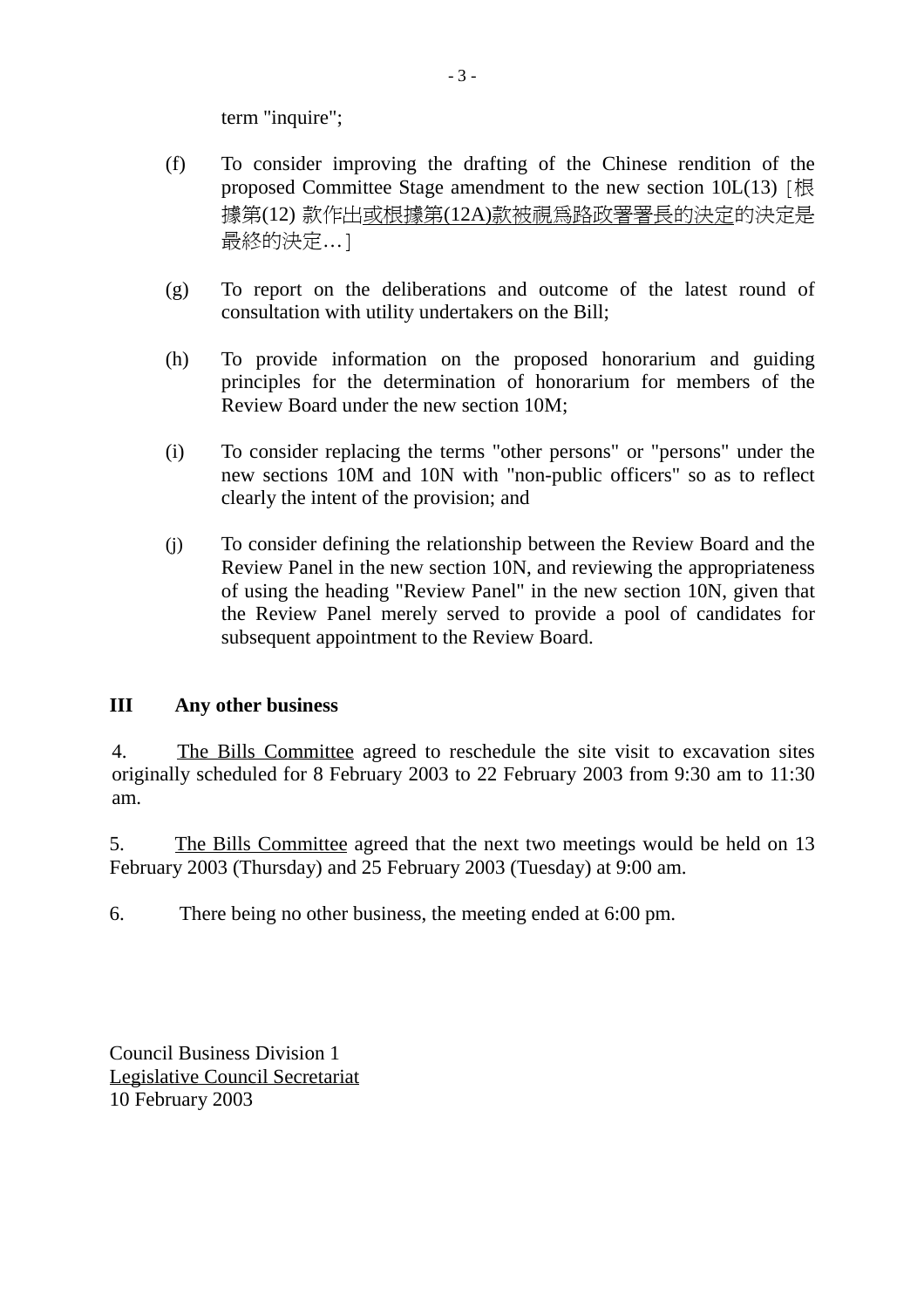term "inquire";

(f) To consider improving the drafting of the Chinese rendition of the proposed Committee Stage amendment to the new section 10L(13) ［根據第(12) 款作出<u>或根據第(12A)款被視爲路政署署長的決定</u>的決定是最終的決定…］

(g) To report on the deliberations and outcome of the latest round of consultation with utility undertakers on the Bill;

(h) To provide information on the proposed honorarium and guiding principles for the determination of honorarium for members of the Review Board under the new section 10M;

(i) To consider replacing the terms "other persons" or "persons" under the new sections 10M and 10N with "non-public officers" so as to reflect clearly the intent of the provision; and

(j) To consider defining the relationship between the Review Board and the Review Panel in the new section 10N, and reviewing the appropriateness of using the heading "Review Panel" in the new section 10N, given that the Review Panel merely served to provide a pool of candidates for subsequent appointment to the Review Board.

## III Any other business

4. <u>The Bills Committee</u> agreed to reschedule the site visit to excavation sites originally scheduled for 8 February 2003 to 22 February 2003 from 9:30 am to 11:30 am.

5. <u>The Bills Committee</u> agreed that the next two meetings would be held on 13 February 2003 (Thursday) and 25 February 2003 (Tuesday) at 9:00 am.

6. There being no other business, the meeting ended at 6:00 pm.

Council Business Division 1
<u>Legislative Council Secretariat</u>
10 February 2003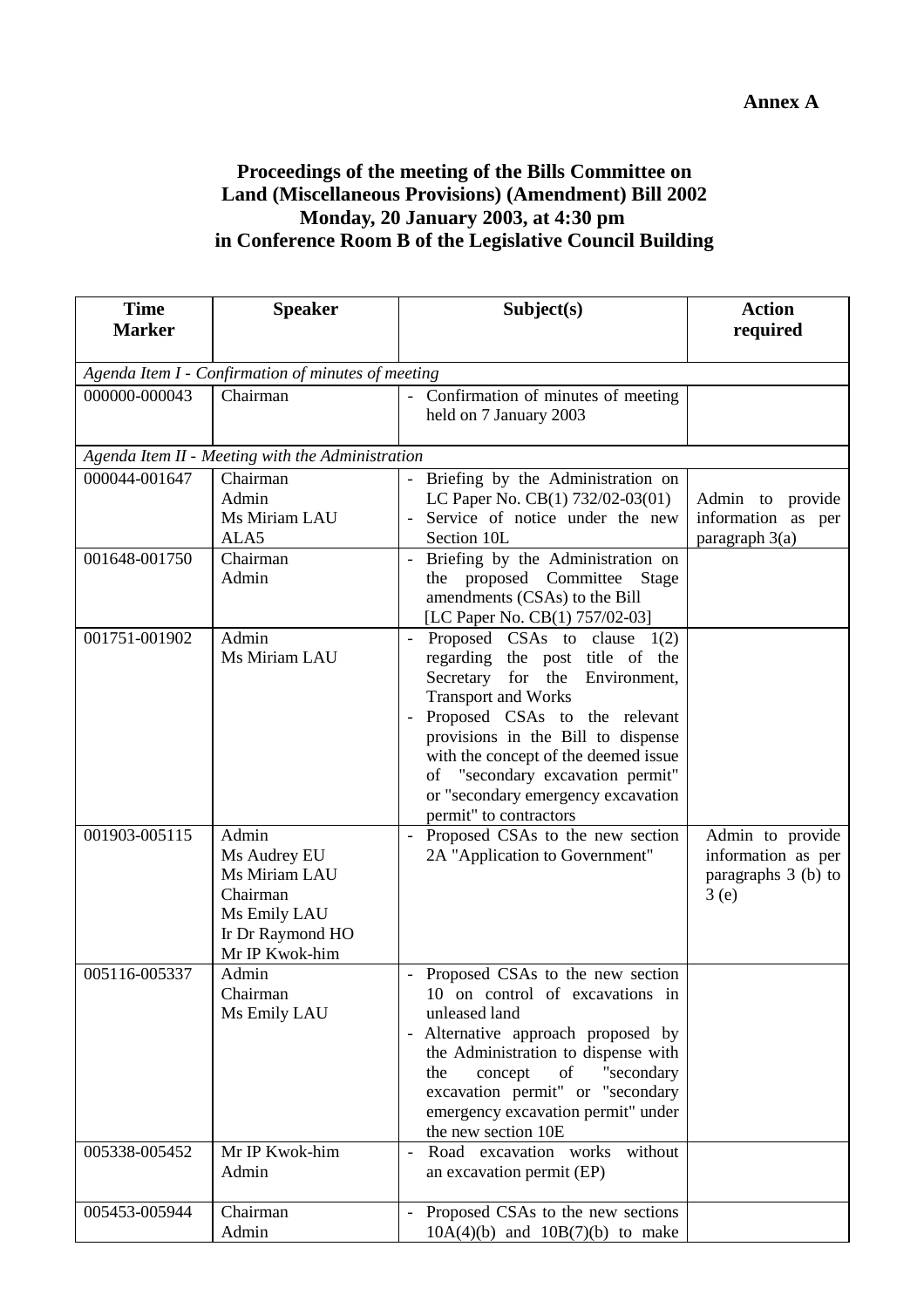**Annex A**

**Proceedings of the meeting of the Bills Committee on Land (Miscellaneous Provisions) (Amendment) Bill 2002 Monday, 20 January 2003, at 4:30 pm in Conference Room B of the Legislative Council Building**

| Time Marker | Speaker | Subject(s) | Action required |
|---|---|---|---|
| *Agenda Item I - Confirmation of minutes of meeting* | | | |
| 000000-000043 | Chairman | - Confirmation of minutes of meeting held on 7 January 2003 | |
| *Agenda Item II - Meeting with the Administration* | | | |
| 000044-001647 | Chairman<br>Admin<br>Ms Miriam LAU<br>ALA5 | - Briefing by the Administration on LC Paper No. CB(1) 732/02-03(01)<br>- Service of notice under the new Section 10L | Admin to provide information as per paragraph 3(a) |
| 001648-001750 | Chairman<br>Admin | - Briefing by the Administration on the proposed Committee Stage amendments (CSAs) to the Bill [LC Paper No. CB(1) 757/02-03] | |
| 001751-001902 | Admin<br>Ms Miriam LAU | - Proposed CSAs to clause 1(2) regarding the post title of the Secretary for the Environment, Transport and Works<br>- Proposed CSAs to the relevant provisions in the Bill to dispense with the concept of the deemed issue of "secondary excavation permit" or "secondary emergency excavation permit" to contractors | |
| 001903-005115 | Admin<br>Ms Audrey EU<br>Ms Miriam LAU<br>Chairman<br>Ms Emily LAU<br>Ir Dr Raymond HO<br>Mr IP Kwok-him | - Proposed CSAs to the new section 2A "Application to Government" | Admin to provide information as per paragraphs 3 (b) to 3 (e) |
| 005116-005337 | Admin<br>Chairman<br>Ms Emily LAU | - Proposed CSAs to the new section 10 on control of excavations in unleased land<br>- Alternative approach proposed by the Administration to dispense with the concept of "secondary excavation permit" or "secondary emergency excavation permit" under the new section 10E | |
| 005338-005452 | Mr IP Kwok-him<br>Admin | - Road excavation works without an excavation permit (EP) | |
| 005453-005944 | Chairman<br>Admin | - Proposed CSAs to the new sections 10A(4)(b) and 10B(7)(b) to make | |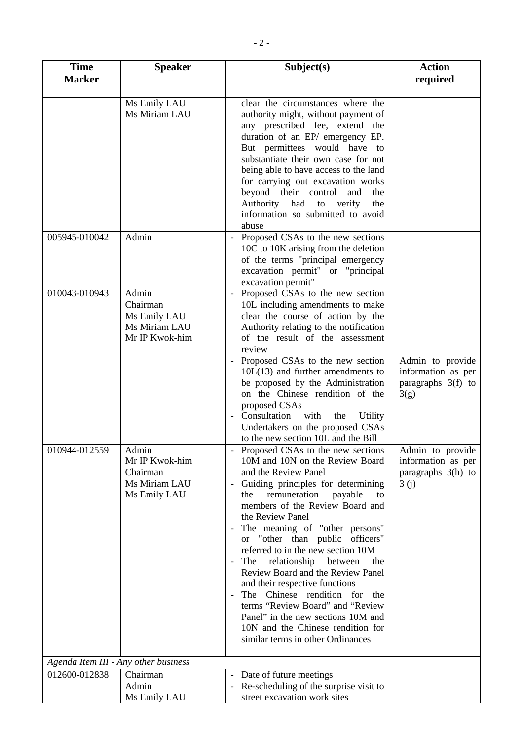| Time Marker | Speaker | Subject(s) | Action required |
|---|---|---|---|
| | Ms Emily LAU<br>Ms Miriam LAU | clear the circumstances where the authority might, without payment of any prescribed fee, extend the duration of an EP/ emergency EP. But permittees would have to substantiate their own case for not being able to have access to the land for carrying out excavation works beyond their control and the Authority had to verify the information so submitted to avoid abuse | |
| 005945-010042 | Admin | - Proposed CSAs to the new sections 10C to 10K arising from the deletion of the terms "principal emergency excavation permit" or "principal excavation permit" | |
| 010043-010943 | Admin<br>Chairman<br>Ms Emily LAU<br>Ms Miriam LAU<br>Mr IP Kwok-him | - Proposed CSAs to the new section 10L including amendments to make clear the course of action by the Authority relating to the notification of the result of the assessment review<br>- Proposed CSAs to the new section 10L(13) and further amendments to be proposed by the Administration on the Chinese rendition of the proposed CSAs<br>- Consultation with the Utility Undertakers on the proposed CSAs to the new section 10L and the Bill | Admin to provide information as per paragraphs 3(f) to 3(g) |
| 010944-012559 | Admin<br>Mr IP Kwok-him<br>Chairman<br>Ms Miriam LAU<br>Ms Emily LAU | - Proposed CSAs to the new sections 10M and 10N on the Review Board and the Review Panel<br>- Guiding principles for determining the remuneration payable to members of the Review Board and the Review Panel<br>- The meaning of "other persons" or "other than public officers" referred to in the new section 10M<br>- The relationship between the Review Board and the Review Panel and their respective functions<br>- The Chinese rendition for the terms "Review Board" and "Review Panel" in the new sections 10M and 10N and the Chinese rendition for similar terms in other Ordinances | Admin to provide information as per paragraphs 3(h) to 3 (j) |
| *Agenda Item III - Any other business* | | | |
| 012600-012838 | Chairman<br>Admin<br>Ms Emily LAU | - Date of future meetings<br>- Re-scheduling of the surprise visit to street excavation work sites | |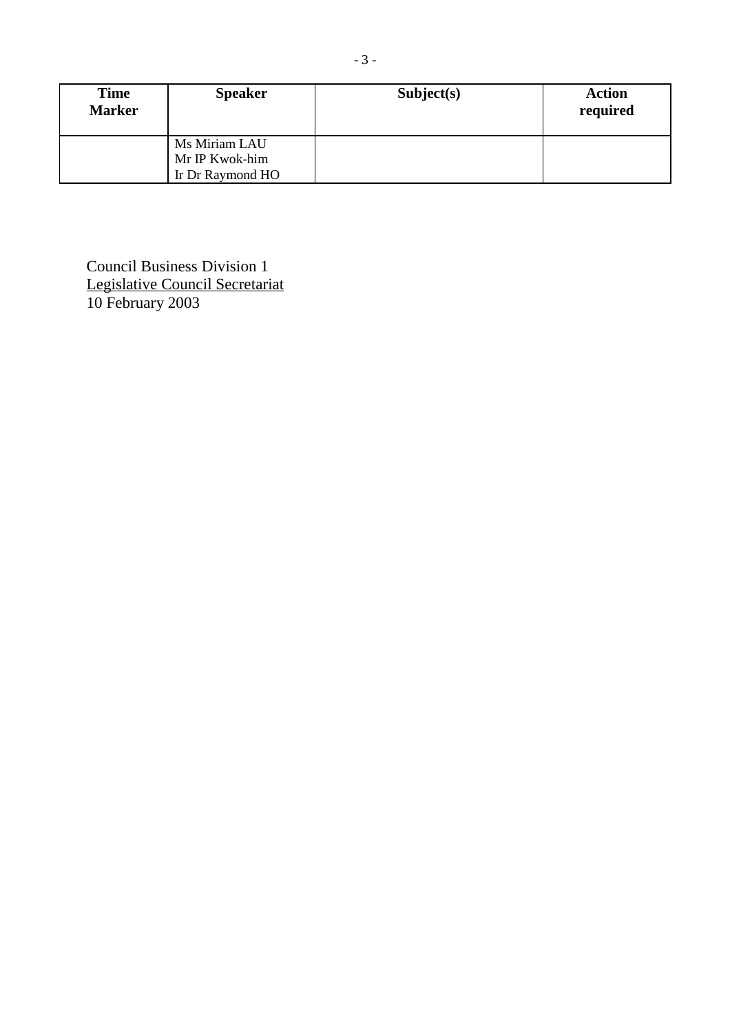| Time Marker | Speaker | Subject(s) | Action required |
| --- | --- | --- | --- |
| | Ms Miriam LAU<br>Mr IP Kwok-him<br>Ir Dr Raymond HO | | |

Council Business Division 1
Legislative Council Secretariat
10 February 2003